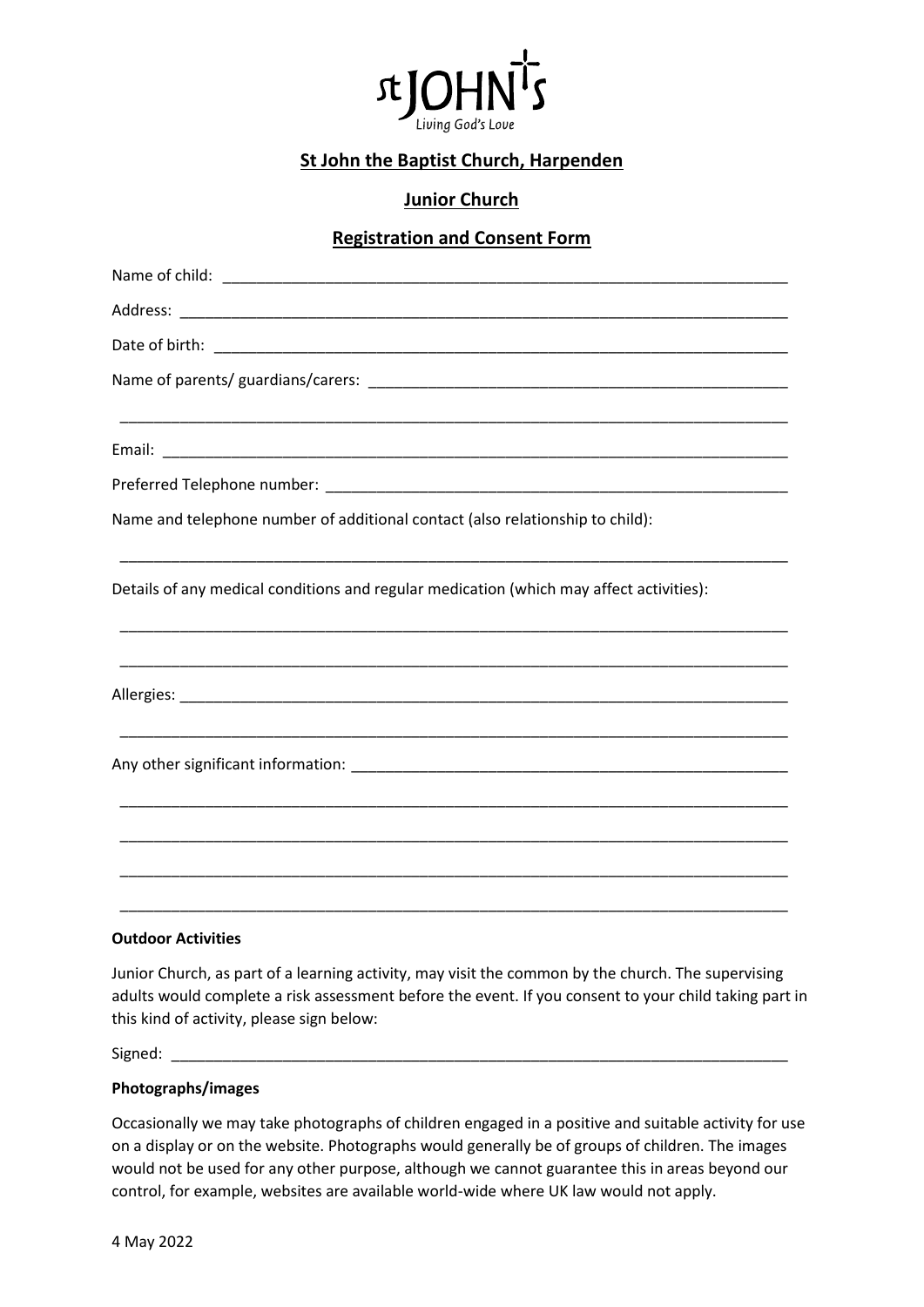st JOHN's
Living God's Love

## St John the Baptist Church, Harpenden

## Junior Church

## Registration and Consent Form

Name of child: ______________________________________________________________________

Address: ___________________________________________________________________________

Date of birth: _______________________________________________________________________

Name of parents/ guardians/carers: ____________________________________________________

___________________________________________________________________________________

Email: _____________________________________________________________________________

Preferred Telephone number: __________________________________________________________

Name and telephone number of additional contact (also relationship to child):

___________________________________________________________________________________

Details of any medical conditions and regular medication (which may affect activities):

___________________________________________________________________________________

___________________________________________________________________________________

Allergies: ___________________________________________________________________________

___________________________________________________________________________________

Any other significant information: _______________________________________________________

___________________________________________________________________________________

___________________________________________________________________________________

___________________________________________________________________________________

___________________________________________________________________________________

**Outdoor Activities**

Junior Church, as part of a learning activity, may visit the common by the church. The supervising adults would complete a risk assessment before the event. If you consent to your child taking part in this kind of activity, please sign below:

Signed: ____________________________________________________________________________

**Photographs/images**

Occasionally we may take photographs of children engaged in a positive and suitable activity for use on a display or on the website. Photographs would generally be of groups of children. The images would not be used for any other purpose, although we cannot guarantee this in areas beyond our control, for example, websites are available world-wide where UK law would not apply.

4 May 2022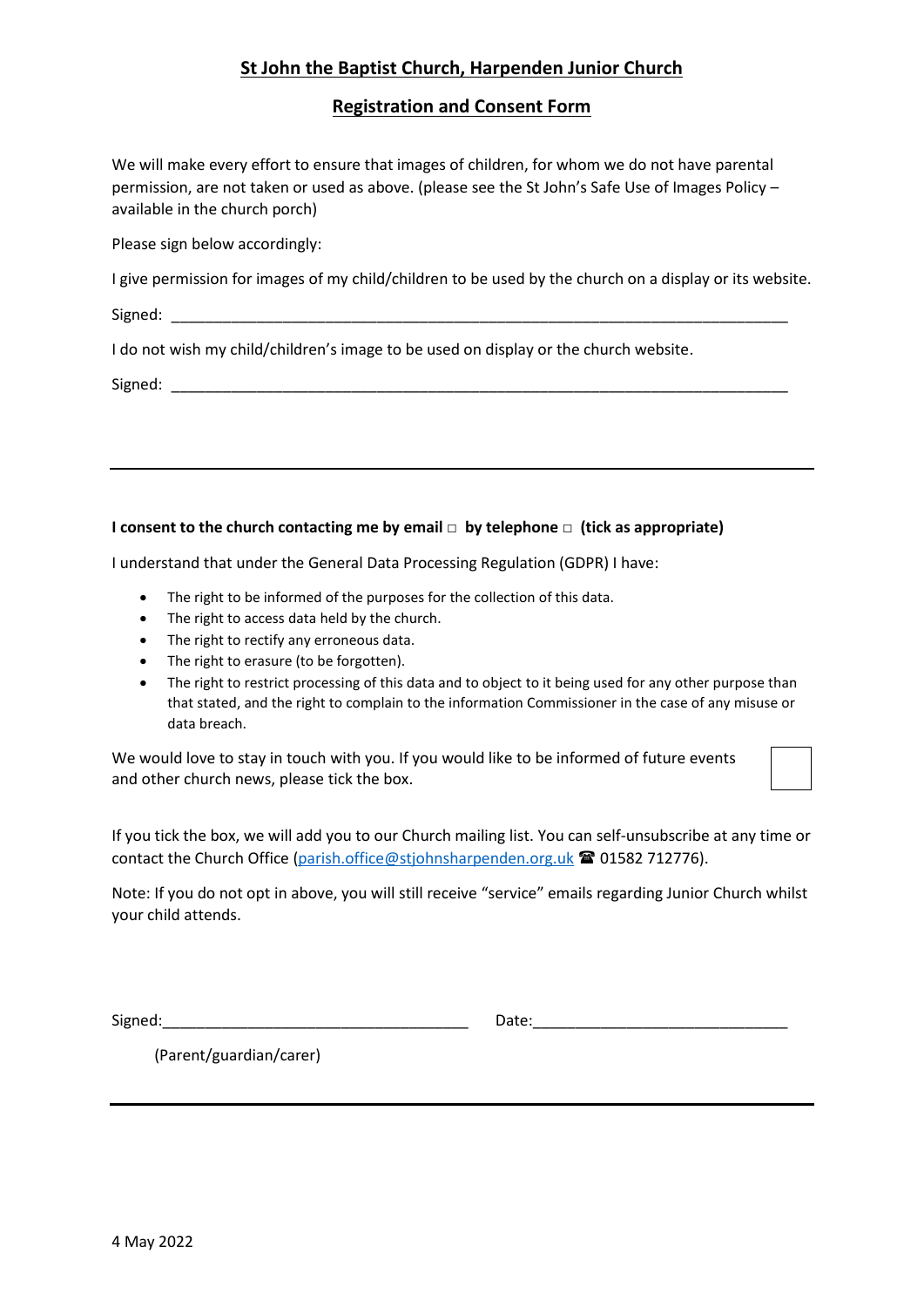## St John the Baptist Church, Harpenden Junior Church

## Registration and Consent Form

We will make every effort to ensure that images of children, for whom we do not have parental permission, are not taken or used as above. (please see the St John's Safe Use of Images Policy – available in the church porch)

Please sign below accordingly:

I give permission for images of my child/children to be used by the church on a display or its website.

Signed: ___________________________________________________________________________

I do not wish my child/children's image to be used on display or the church website.

Signed: ___________________________________________________________________________

---

**I consent to the church contacting me by email □ by telephone □ (tick as appropriate)**

I understand that under the General Data Processing Regulation (GDPR) I have:

- The right to be informed of the purposes for the collection of this data.
- The right to access data held by the church.
- The right to rectify any erroneous data.
- The right to erasure (to be forgotten).
- The right to restrict processing of this data and to object to it being used for any other purpose than that stated, and the right to complain to the information Commissioner in the case of any misuse or data breach.

We would love to stay in touch with you. If you would like to be informed of future events and other church news, please tick the box. □

If you tick the box, we will add you to our Church mailing list. You can self-unsubscribe at any time or contact the Church Office (parish.office@stjohnsharpenden.org.uk ☎ 01582 712776).

Note: If you do not opt in above, you will still receive "service" emails regarding Junior Church whilst your child attends.

Signed:____________________________________ Date:______________________________

(Parent/guardian/carer)

---

4 May 2022